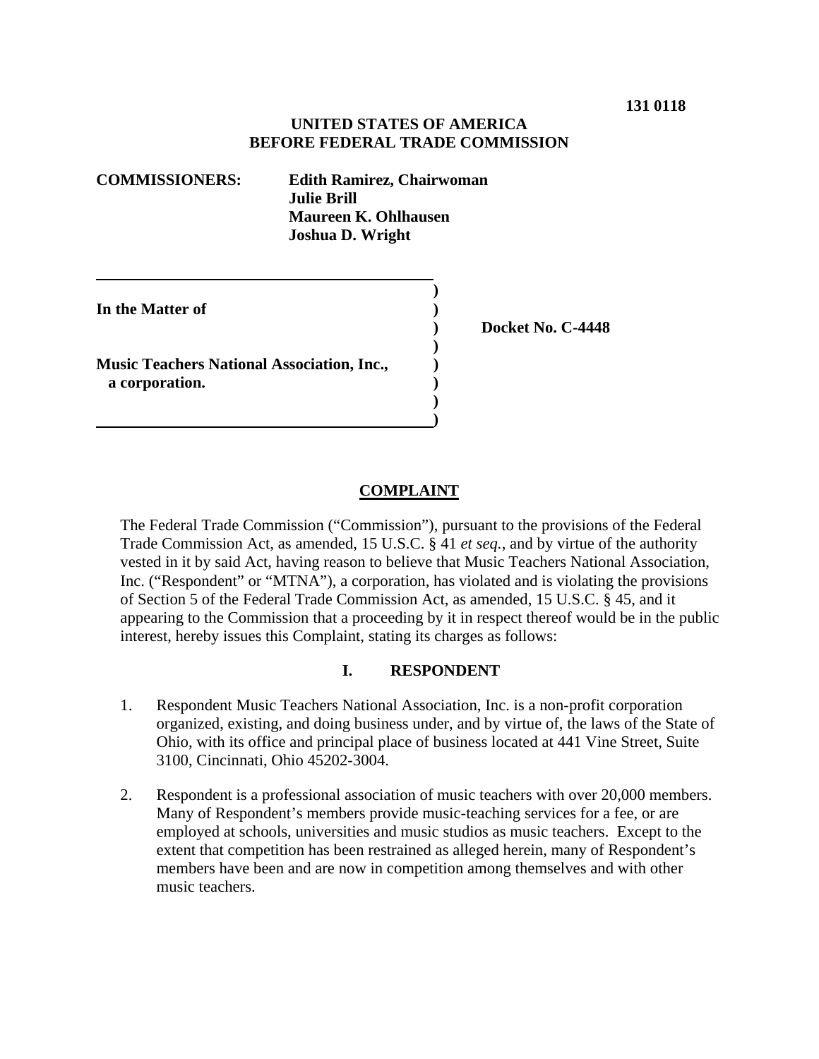**131 0118**

**UNITED STATES OF AMERICA**
**BEFORE FEDERAL TRADE COMMISSION**

**COMMISSIONERS:** **Edith Ramirez, Chairwoman**
**Julie Brill**
**Maureen K. Ohlhausen**
**Joshua D. Wright**

**In the Matter of**

**Music Teachers National Association, Inc.,**
**a corporation.**

**Docket No. C-4448**

## COMPLAINT

The Federal Trade Commission ("Commission"), pursuant to the provisions of the Federal Trade Commission Act, as amended, 15 U.S.C. § 41 *et seq.*, and by virtue of the authority vested in it by said Act, having reason to believe that Music Teachers National Association, Inc. ("Respondent" or "MTNA"), a corporation, has violated and is violating the provisions of Section 5 of the Federal Trade Commission Act, as amended, 15 U.S.C. § 45, and it appearing to the Commission that a proceeding by it in respect thereof would be in the public interest, hereby issues this Complaint, stating its charges as follows:

### I. RESPONDENT

1. Respondent Music Teachers National Association, Inc. is a non-profit corporation organized, existing, and doing business under, and by virtue of, the laws of the State of Ohio, with its office and principal place of business located at 441 Vine Street, Suite 3100, Cincinnati, Ohio 45202-3004.

2. Respondent is a professional association of music teachers with over 20,000 members. Many of Respondent's members provide music-teaching services for a fee, or are employed at schools, universities and music studios as music teachers. Except to the extent that competition has been restrained as alleged herein, many of Respondent's members have been and are now in competition among themselves and with other music teachers.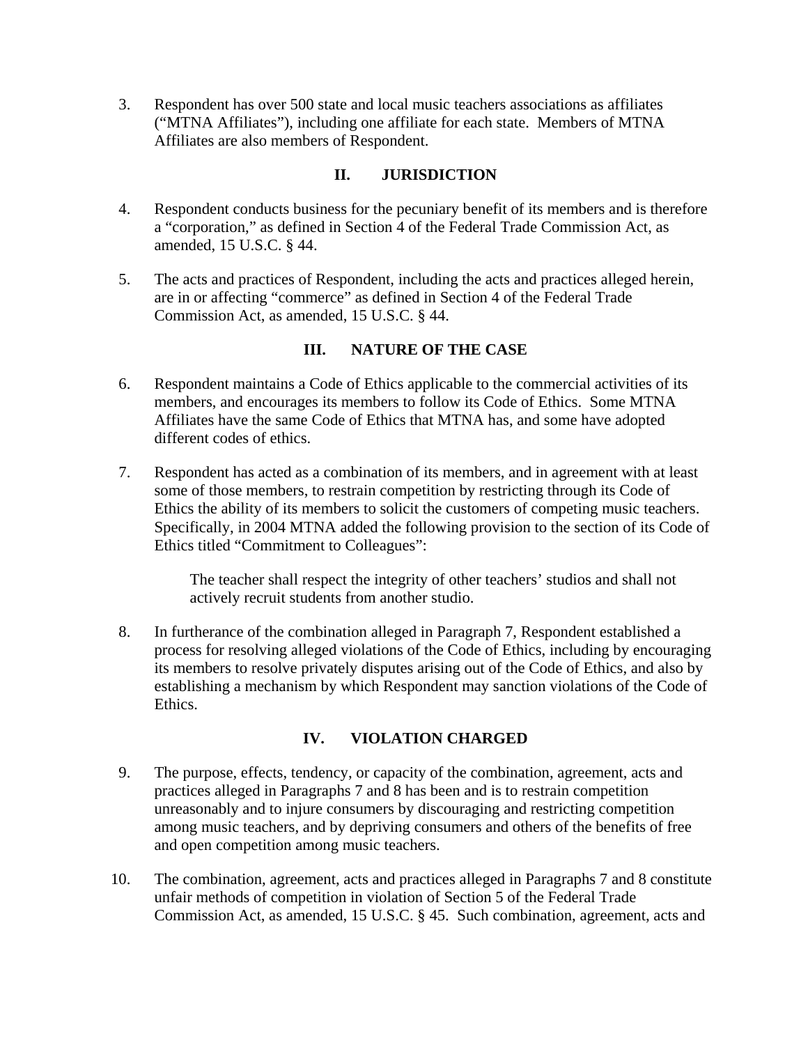3. Respondent has over 500 state and local music teachers associations as affiliates ("MTNA Affiliates"), including one affiliate for each state. Members of MTNA Affiliates are also members of Respondent.

## II. JURISDICTION

4. Respondent conducts business for the pecuniary benefit of its members and is therefore a "corporation," as defined in Section 4 of the Federal Trade Commission Act, as amended, 15 U.S.C. § 44.

5. The acts and practices of Respondent, including the acts and practices alleged herein, are in or affecting "commerce" as defined in Section 4 of the Federal Trade Commission Act, as amended, 15 U.S.C. § 44.

## III. NATURE OF THE CASE

6. Respondent maintains a Code of Ethics applicable to the commercial activities of its members, and encourages its members to follow its Code of Ethics. Some MTNA Affiliates have the same Code of Ethics that MTNA has, and some have adopted different codes of ethics.

7. Respondent has acted as a combination of its members, and in agreement with at least some of those members, to restrain competition by restricting through its Code of Ethics the ability of its members to solicit the customers of competing music teachers. Specifically, in 2004 MTNA added the following provision to the section of its Code of Ethics titled "Commitment to Colleagues":

   > The teacher shall respect the integrity of other teachers' studios and shall not actively recruit students from another studio.

8. In furtherance of the combination alleged in Paragraph 7, Respondent established a process for resolving alleged violations of the Code of Ethics, including by encouraging its members to resolve privately disputes arising out of the Code of Ethics, and also by establishing a mechanism by which Respondent may sanction violations of the Code of Ethics.

## IV. VIOLATION CHARGED

9. The purpose, effects, tendency, or capacity of the combination, agreement, acts and practices alleged in Paragraphs 7 and 8 has been and is to restrain competition unreasonably and to injure consumers by discouraging and restricting competition among music teachers, and by depriving consumers and others of the benefits of free and open competition among music teachers.

10. The combination, agreement, acts and practices alleged in Paragraphs 7 and 8 constitute unfair methods of competition in violation of Section 5 of the Federal Trade Commission Act, as amended, 15 U.S.C. § 45. Such combination, agreement, acts and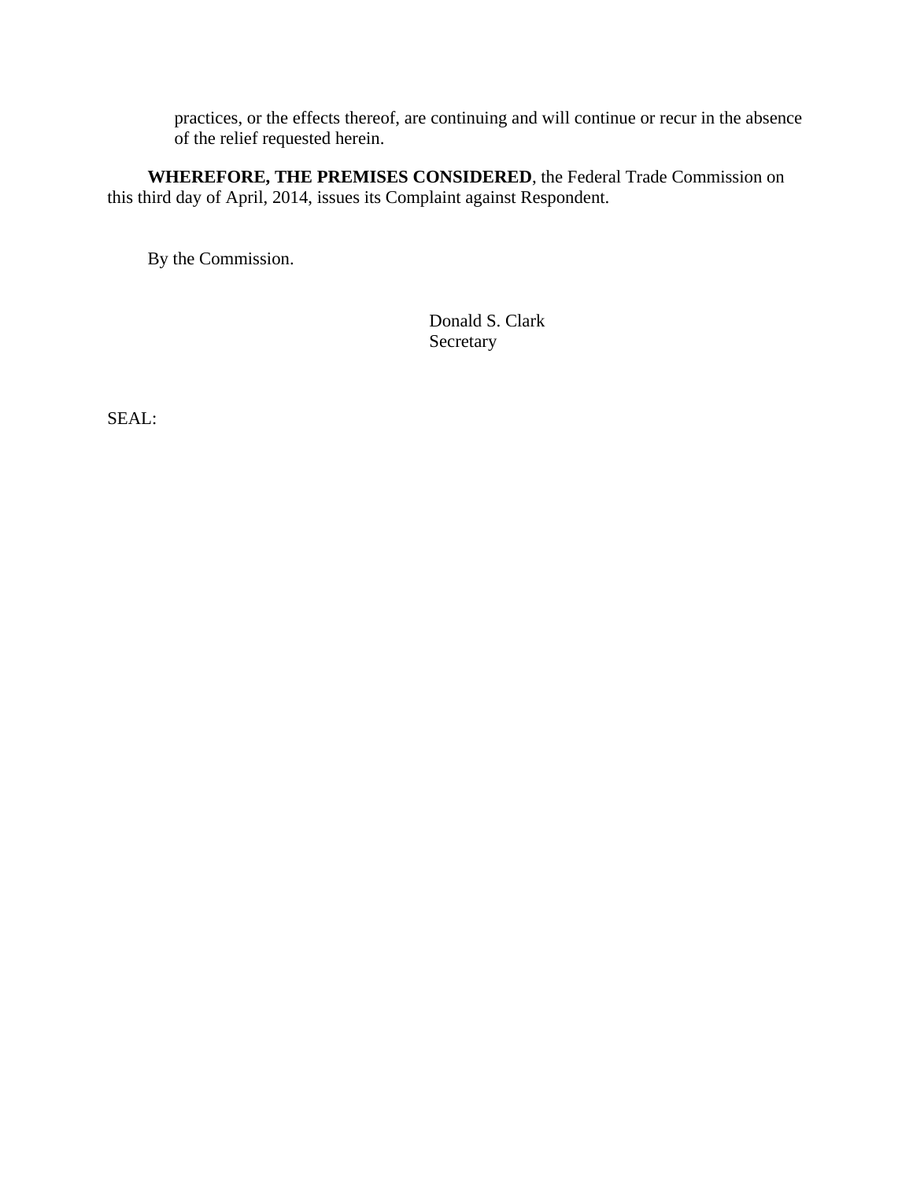practices, or the effects thereof, are continuing and will continue or recur in the absence of the relief requested herein.

**WHEREFORE, THE PREMISES CONSIDERED**, the Federal Trade Commission on this third day of April, 2014, issues its Complaint against Respondent.

By the Commission.

Donald S. Clark
Secretary

SEAL: